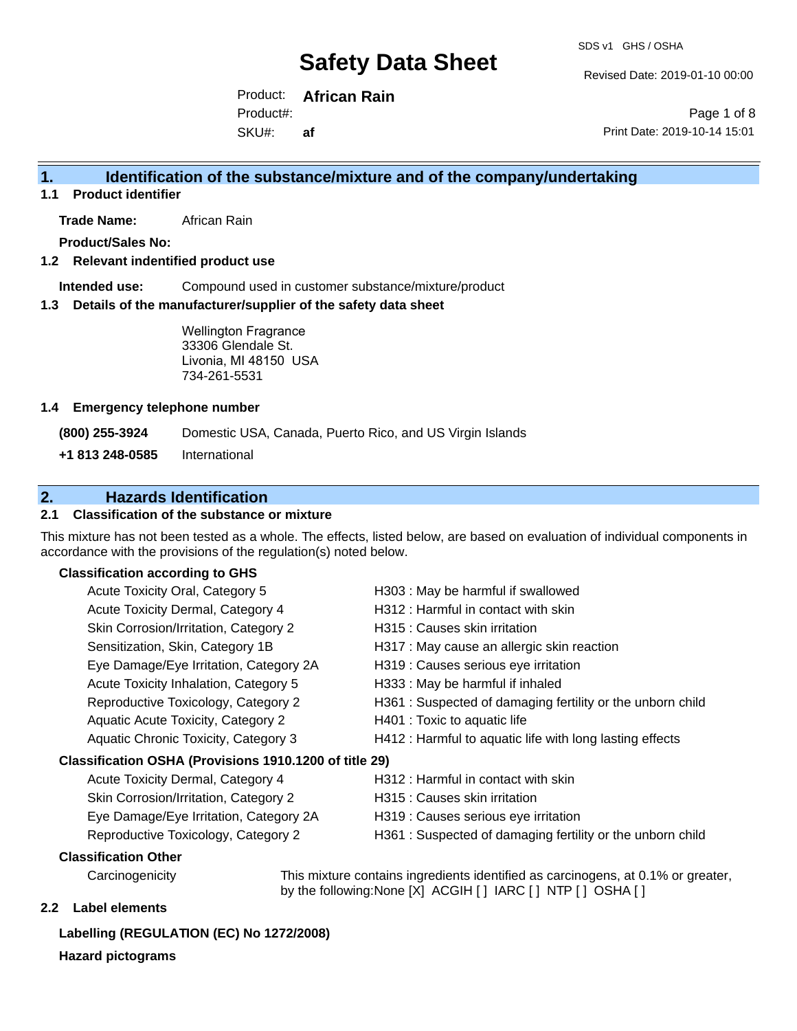# Safety Data Sheet

SDS v1 GHS / OSHA

Revised Date: 2019-01-10 00:00

Product: **African Rain**

Product#:

SKU#: **af**

Print Date: 2019-10-14 15:01

## 1. Identification of the substance/mixture and of the company/undertaking

### 1.1 Product identifier

**Trade Name:** African Rain

**Product/Sales No:**

### 1.2 Relevant identified product use

**Intended use:** Compound used in customer substance/mixture/product

### 1.3 Details of the manufacturer/supplier of the safety data sheet

Wellington Fragrance
33306 Glendale St.
Livonia, MI 48150 USA
734-261-5531

### 1.4 Emergency telephone number

**(800) 255-3924** Domestic USA, Canada, Puerto Rico, and US Virgin Islands

**+1 813 248-0585** International

## 2. Hazards Identification

### 2.1 Classification of the substance or mixture

This mixture has not been tested as a whole. The effects, listed below, are based on evaluation of individual components in accordance with the provisions of the regulation(s) noted below.

**Classification according to GHS**

| | |
|---|---|
| Acute Toxicity Oral, Category 5 | H303 : May be harmful if swallowed |
| Acute Toxicity Dermal, Category 4 | H312 : Harmful in contact with skin |
| Skin Corrosion/Irritation, Category 2 | H315 : Causes skin irritation |
| Sensitization, Skin, Category 1B | H317 : May cause an allergic skin reaction |
| Eye Damage/Eye Irritation, Category 2A | H319 : Causes serious eye irritation |
| Acute Toxicity Inhalation, Category 5 | H333 : May be harmful if inhaled |
| Reproductive Toxicology, Category 2 | H361 : Suspected of damaging fertility or the unborn child |
| Aquatic Acute Toxicity, Category 2 | H401 : Toxic to aquatic life |
| Aquatic Chronic Toxicity, Category 3 | H412 : Harmful to aquatic life with long lasting effects |

**Classification OSHA (Provisions 1910.1200 of title 29)**

| | |
|---|---|
| Acute Toxicity Dermal, Category 4 | H312 : Harmful in contact with skin |
| Skin Corrosion/Irritation, Category 2 | H315 : Causes skin irritation |
| Eye Damage/Eye Irritation, Category 2A | H319 : Causes serious eye irritation |
| Reproductive Toxicology, Category 2 | H361 : Suspected of damaging fertility or the unborn child |

**Classification Other**

Carcinogenicity: This mixture contains ingredients identified as carcinogens, at 0.1% or greater, by the following:None [X] ACGIH [ ] IARC [ ] NTP [ ] OSHA [ ]

### 2.2 Label elements

**Labelling (REGULATION (EC) No 1272/2008)**

**Hazard pictograms**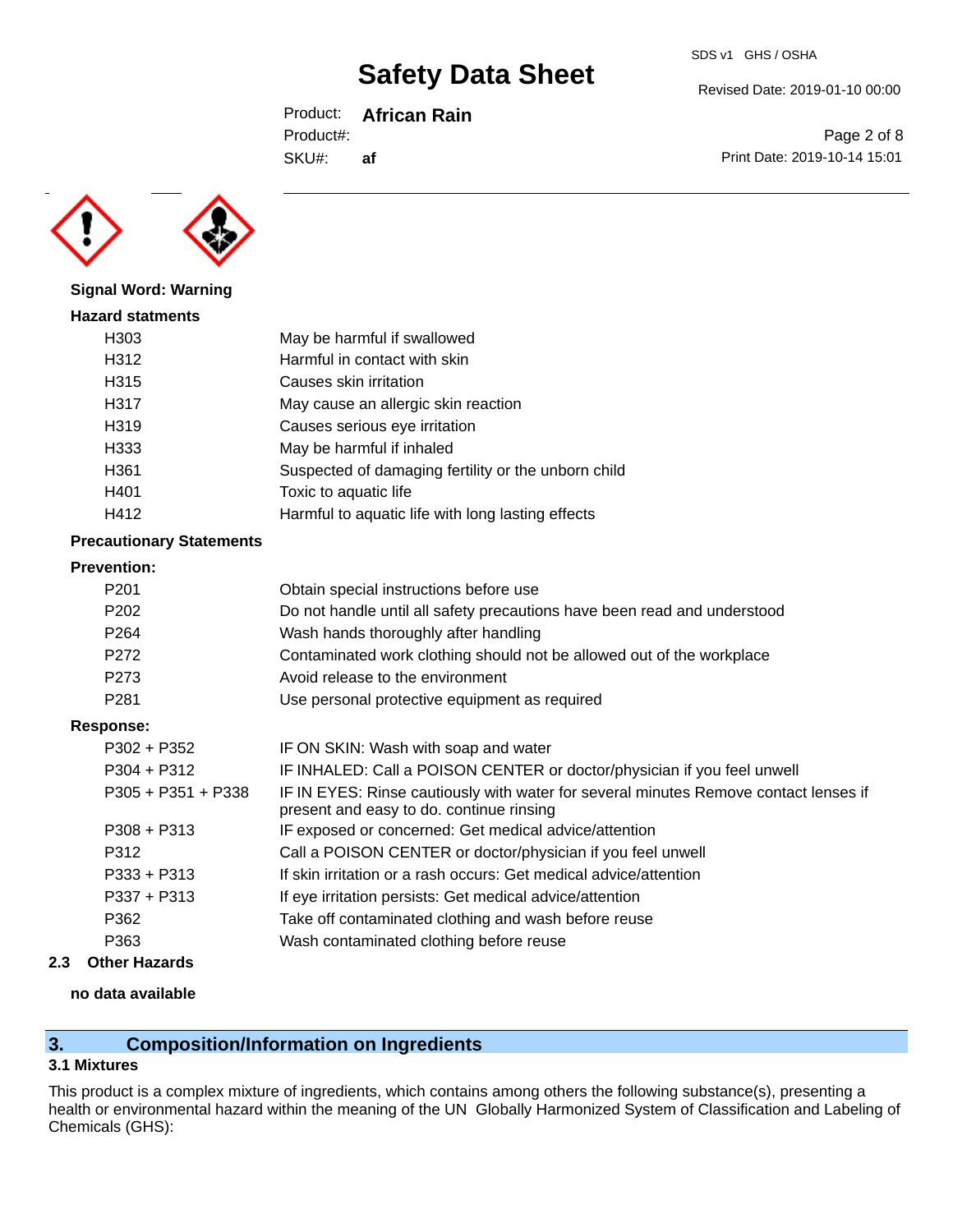**Signal Word: Warning**

**Hazard statments**

| | |
|---|---|
| H303 | May be harmful if swallowed |
| H312 | Harmful in contact with skin |
| H315 | Causes skin irritation |
| H317 | May cause an allergic skin reaction |
| H319 | Causes serious eye irritation |
| H333 | May be harmful if inhaled |
| H361 | Suspected of damaging fertility or the unborn child |
| H401 | Toxic to aquatic life |
| H412 | Harmful to aquatic life with long lasting effects |

**Precautionary Statements**

**Prevention:**

| | |
|---|---|
| P201 | Obtain special instructions before use |
| P202 | Do not handle until all safety precautions have been read and understood |
| P264 | Wash hands thoroughly after handling |
| P272 | Contaminated work clothing should not be allowed out of the workplace |
| P273 | Avoid release to the environment |
| P281 | Use personal protective equipment as required |

**Response:**

| | |
|---|---|
| P302 + P352 | IF ON SKIN: Wash with soap and water |
| P304 + P312 | IF INHALED: Call a POISON CENTER or doctor/physician if you feel unwell |
| P305 + P351 + P338 | IF IN EYES: Rinse cautiously with water for several minutes Remove contact lenses if present and easy to do. continue rinsing |
| P308 + P313 | IF exposed or concerned: Get medical advice/attention |
| P312 | Call a POISON CENTER or doctor/physician if you feel unwell |
| P333 + P313 | If skin irritation or a rash occurs: Get medical advice/attention |
| P337 + P313 | If eye irritation persists: Get medical advice/attention |
| P362 | Take off contaminated clothing and wash before reuse |
| P363 | Wash contaminated clothing before reuse |

### 2.3 Other Hazards

**no data available**

## 3. Composition/Information on Ingredients

### 3.1 Mixtures

This product is a complex mixture of ingredients, which contains among others the following substance(s), presenting a health or environmental hazard within the meaning of the UN Globally Harmonized System of Classification and Labeling of Chemicals (GHS):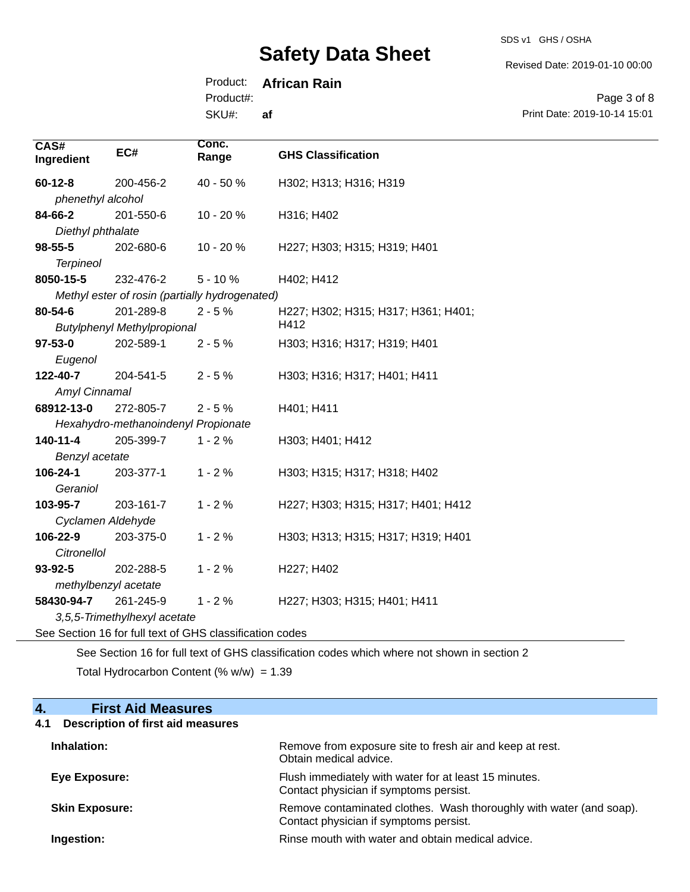| CAS# Ingredient | EC# | Conc. Range | GHS Classification |
|---|---|---|---|
| **60-12-8** *phenethyl alcohol* | 200-456-2 | 40 - 50 % | H302; H313; H316; H319 |
| **84-66-2** *Diethyl phthalate* | 201-550-6 | 10 - 20 % | H316; H402 |
| **98-55-5** *Terpineol* | 202-680-6 | 10 - 20 % | H227; H303; H315; H319; H401 |
| **8050-15-5** *Methyl ester of rosin (partially hydrogenated)* | 232-476-2 | 5 - 10 % | H402; H412 |
| **80-54-6** *Butylphenyl Methylpropional* | 201-289-8 | 2 - 5 % | H227; H302; H315; H317; H361; H401; H412 |
| **97-53-0** *Eugenol* | 202-589-1 | 2 - 5 % | H303; H316; H317; H319; H401 |
| **122-40-7** *Amyl Cinnamal* | 204-541-5 | 2 - 5 % | H303; H316; H317; H401; H411 |
| **68912-13-0** *Hexahydro-methanoindenyl Propionate* | 272-805-7 | 2 - 5 % | H401; H411 |
| **140-11-4** *Benzyl acetate* | 205-399-7 | 1 - 2 % | H303; H401; H412 |
| **106-24-1** *Geraniol* | 203-377-1 | 1 - 2 % | H303; H315; H317; H318; H402 |
| **103-95-7** *Cyclamen Aldehyde* | 203-161-7 | 1 - 2 % | H227; H303; H315; H317; H401; H412 |
| **106-22-9** *Citronellol* | 203-375-0 | 1 - 2 % | H303; H313; H315; H317; H319; H401 |
| **93-92-5** *methylbenzyl acetate* | 202-288-5 | 1 - 2 % | H227; H402 |
| **58430-94-7** *3,5,5-Trimethylhexyl acetate* | 261-245-9 | 1 - 2 % | H227; H303; H315; H401; H411 |

See Section 16 for full text of GHS classification codes

See Section 16 for full text of GHS classification codes which where not shown in section 2

Total Hydrocarbon Content (% w/w) = 1.39

## 4. First Aid Measures

### 4.1 Description of first aid measures

**Inhalation:** Remove from exposure site to fresh air and keep at rest. Obtain medical advice.

**Eye Exposure:** Flush immediately with water for at least 15 minutes. Contact physician if symptoms persist.

**Skin Exposure:** Remove contaminated clothes. Wash thoroughly with water (and soap). Contact physician if symptoms persist.

**Ingestion:** Rinse mouth with water and obtain medical advice.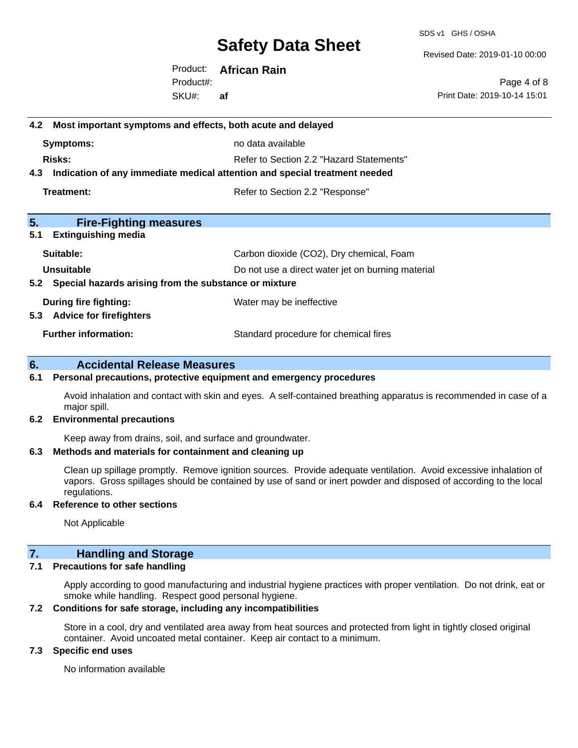### 4.2 Most important symptoms and effects, both acute and delayed

| | |
|---|---|
| **Symptoms:** | no data available |
| **Risks:** | Refer to Section 2.2 "Hazard Statements" |

### 4.3 Indication of any immediate medical attention and special treatment needed

| | |
|---|---|
| **Treatment:** | Refer to Section 2.2 "Response" |

## 5. Fire-Fighting measures

### 5.1 Extinguishing media

| | |
|---|---|
| **Suitable:** | Carbon dioxide ($CO_2$), Dry chemical, Foam |
| **Unsuitable** | Do not use a direct water jet on burning material |

### 5.2 Special hazards arising from the substance or mixture

| | |
|---|---|
| **During fire fighting:** | Water may be ineffective |

### 5.3 Advice for firefighters

| | |
|---|---|
| **Further information:** | Standard procedure for chemical fires |

## 6. Accidental Release Measures

### 6.1 Personal precautions, protective equipment and emergency procedures

Avoid inhalation and contact with skin and eyes. A self-contained breathing apparatus is recommended in case of a major spill.

### 6.2 Environmental precautions

Keep away from drains, soil, and surface and groundwater.

### 6.3 Methods and materials for containment and cleaning up

Clean up spillage promptly. Remove ignition sources. Provide adequate ventilation. Avoid excessive inhalation of vapors. Gross spillages should be contained by use of sand or inert powder and disposed of according to the local regulations.

### 6.4 Reference to other sections

Not Applicable

## 7. Handling and Storage

### 7.1 Precautions for safe handling

Apply according to good manufacturing and industrial hygiene practices with proper ventilation. Do not drink, eat or smoke while handling. Respect good personal hygiene.

### 7.2 Conditions for safe storage, including any incompatibilities

Store in a cool, dry and ventilated area away from heat sources and protected from light in tightly closed original container. Avoid uncoated metal container. Keep air contact to a minimum.

### 7.3 Specific end uses

No information available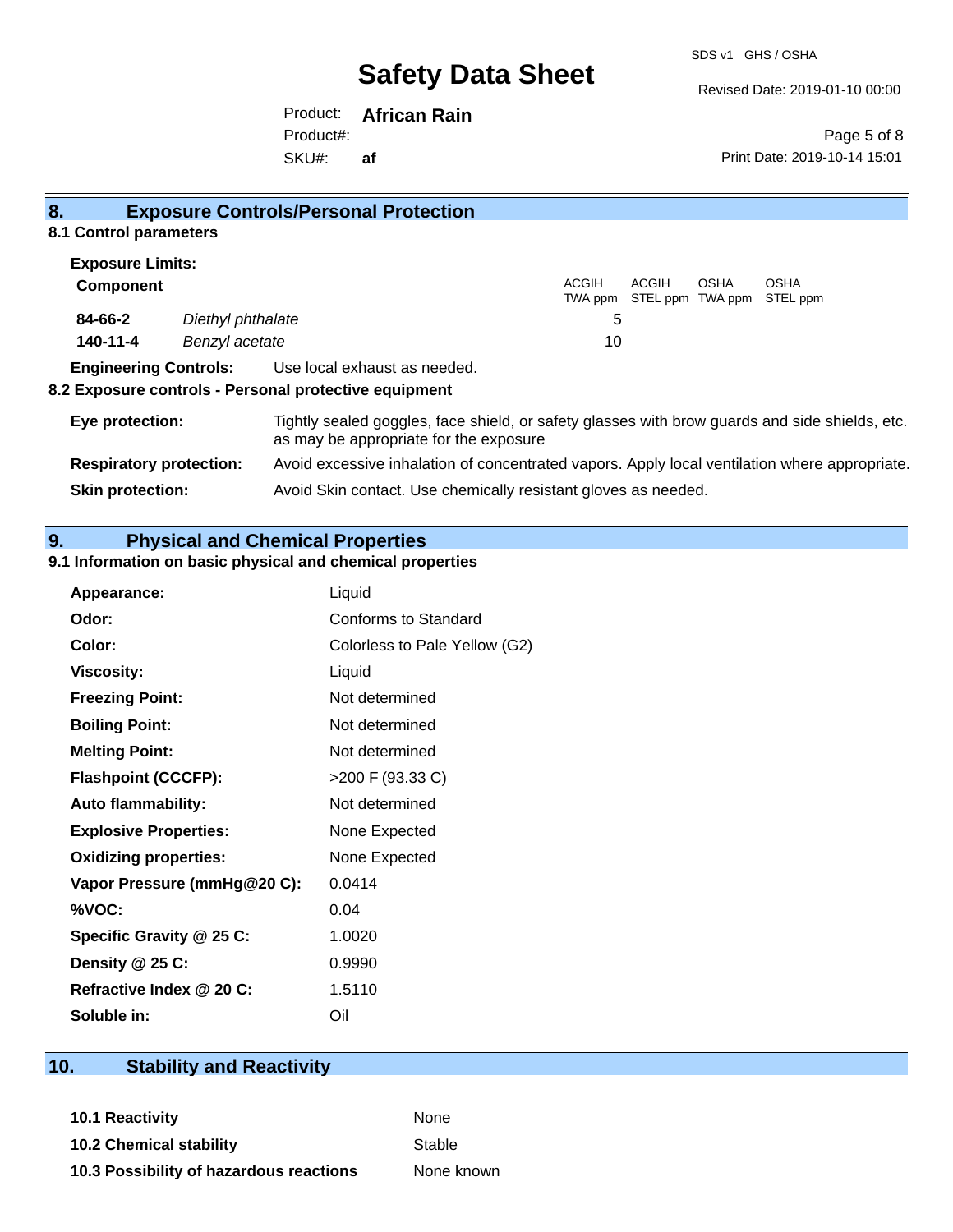## 8. Exposure Controls/Personal Protection

### 8.1 Control parameters

**Exposure Limits:**

| Component | | ACGIH TWA ppm | ACGIH STEL ppm | OSHA TWA ppm | OSHA STEL ppm |
|---|---|---|---|---|---|
| **84-66-2** | *Diethyl phthalate* | 5 | | | |
| **140-11-4** | *Benzyl acetate* | 10 | | | |

**Engineering Controls:** Use local exhaust as needed.

### 8.2 Exposure controls - Personal protective equipment

**Eye protection:** Tightly sealed goggles, face shield, or safety glasses with brow guards and side shields, etc. as may be appropriate for the exposure

**Respiratory protection:** Avoid excessive inhalation of concentrated vapors. Apply local ventilation where appropriate.

**Skin protection:** Avoid Skin contact. Use chemically resistant gloves as needed.

## 9. Physical and Chemical Properties

### 9.1 Information on basic physical and chemical properties

| | |
|---|---|
| **Appearance:** | Liquid |
| **Odor:** | Conforms to Standard |
| **Color:** | Colorless to Pale Yellow (G2) |
| **Viscosity:** | Liquid |
| **Freezing Point:** | Not determined |
| **Boiling Point:** | Not determined |
| **Melting Point:** | Not determined |
| **Flashpoint (CCCFP):** | >200 F (93.33 C) |
| **Auto flammability:** | Not determined |
| **Explosive Properties:** | None Expected |
| **Oxidizing properties:** | None Expected |
| **Vapor Pressure (mmHg@20 C):** | 0.0414 |
| **%VOC:** | 0.04 |
| **Specific Gravity @ 25 C:** | 1.0020 |
| **Density @ 25 C:** | 0.9990 |
| **Refractive Index @ 20 C:** | 1.5110 |
| **Soluble in:** | Oil |

## 10. Stability and Reactivity

| | |
|---|---|
| **10.1 Reactivity** | None |
| **10.2 Chemical stability** | Stable |
| **10.3 Possibility of hazardous reactions** | None known |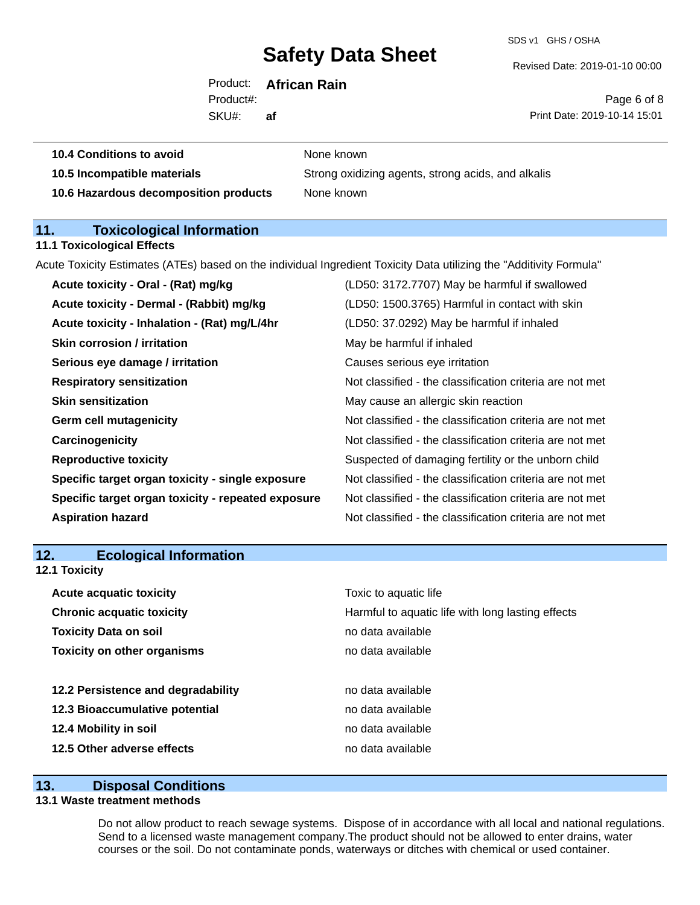| | |
|---|---|
| **10.4 Conditions to avoid** | None known |
| **10.5 Incompatible materials** | Strong oxidizing agents, strong acids, and alkalis |
| **10.6 Hazardous decomposition products** | None known |

## 11. Toxicological Information

### 11.1 Toxicological Effects

Acute Toxicity Estimates (ATEs) based on the individual Ingredient Toxicity Data utilizing the "Additivity Formula"

| | |
|---|---|
| **Acute toxicity - Oral - (Rat) mg/kg** | (LD50: 3172.7707) May be harmful if swallowed |
| **Acute toxicity - Dermal - (Rabbit) mg/kg** | (LD50: 1500.3765) Harmful in contact with skin |
| **Acute toxicity - Inhalation - (Rat) mg/L/4hr** | (LD50: 37.0292) May be harmful if inhaled |
| **Skin corrosion / irritation** | May be harmful if inhaled |
| **Serious eye damage / irritation** | Causes serious eye irritation |
| **Respiratory sensitization** | Not classified - the classification criteria are not met |
| **Skin sensitization** | May cause an allergic skin reaction |
| **Germ cell mutagenicity** | Not classified - the classification criteria are not met |
| **Carcinogenicity** | Not classified - the classification criteria are not met |
| **Reproductive toxicity** | Suspected of damaging fertility or the unborn child |
| **Specific target organ toxicity - single exposure** | Not classified - the classification criteria are not met |
| **Specific target organ toxicity - repeated exposure** | Not classified - the classification criteria are not met |
| **Aspiration hazard** | Not classified - the classification criteria are not met |

## 12. Ecological Information

### 12.1 Toxicity

| | |
|---|---|
| **Acute acquatic toxicity** | Toxic to aquatic life |
| **Chronic acquatic toxicity** | Harmful to aquatic life with long lasting effects |
| **Toxicity Data on soil** | no data available |
| **Toxicity on other organisms** | no data available |

| | |
|---|---|
| **12.2 Persistence and degradability** | no data available |
| **12.3 Bioaccumulative potential** | no data available |
| **12.4 Mobility in soil** | no data available |
| **12.5 Other adverse effects** | no data available |

## 13. Disposal Conditions

### 13.1 Waste treatment methods

Do not allow product to reach sewage systems. Dispose of in accordance with all local and national regulations. Send to a licensed waste management company.The product should not be allowed to enter drains, water courses or the soil. Do not contaminate ponds, waterways or ditches with chemical or used container.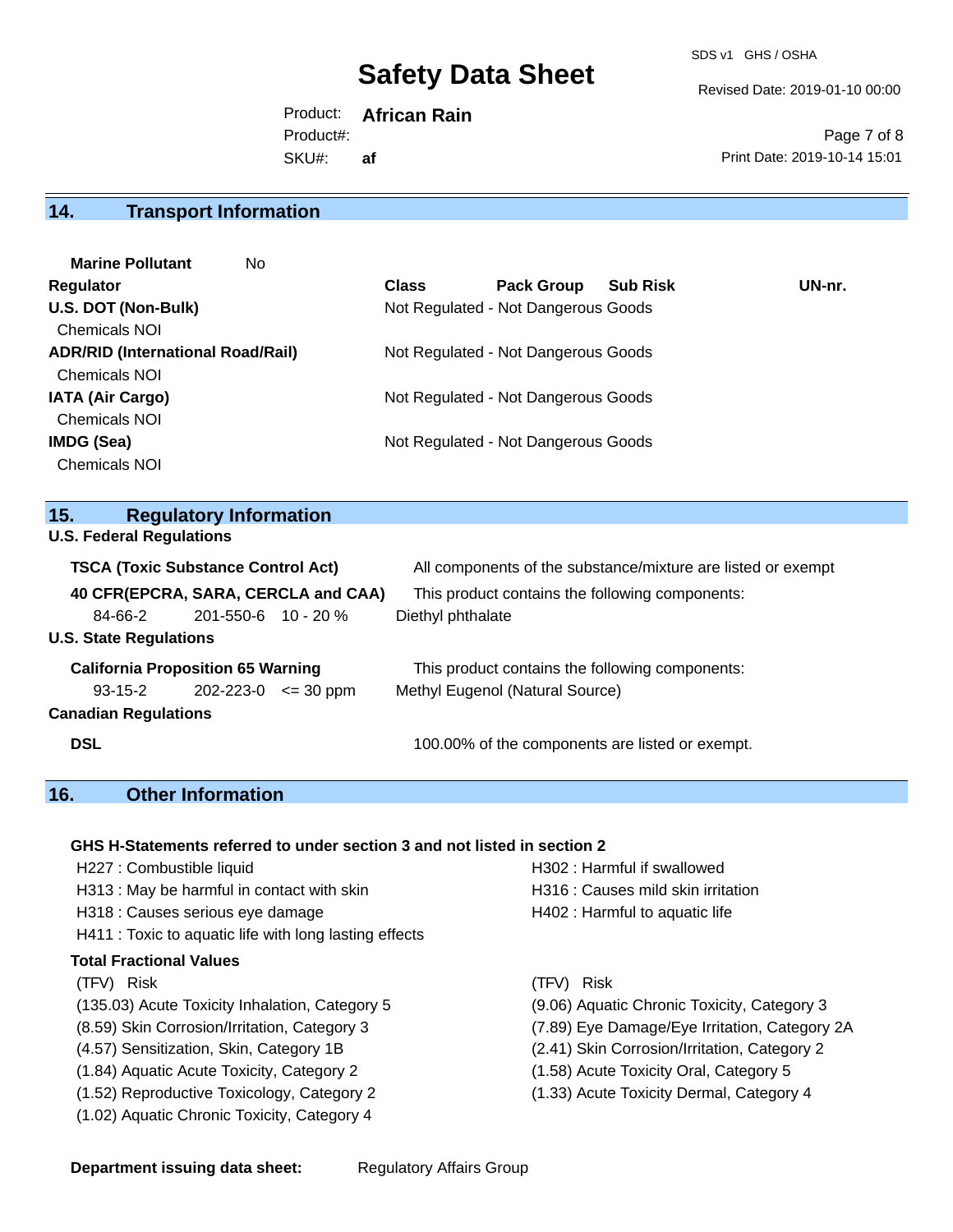## 14. Transport Information

**Marine Pollutant** No

| Regulator | Class | Pack Group | Sub Risk | UN-nr. |
|---|---|---|---|---|
| **U.S. DOT (Non-Bulk)** | Not Regulated - Not Dangerous Goods | | | |
| Chemicals NOI | | | | |
| **ADR/RID (International Road/Rail)** | Not Regulated - Not Dangerous Goods | | | |
| Chemicals NOI | | | | |
| **IATA (Air Cargo)** | Not Regulated - Not Dangerous Goods | | | |
| Chemicals NOI | | | | |
| **IMDG (Sea)** | Not Regulated - Not Dangerous Goods | | | |
| Chemicals NOI | | | | |

## 15. Regulatory Information

**U.S. Federal Regulations**

**TSCA (Toxic Substance Control Act)** — All components of the substance/mixture are listed or exempt

**40 CFR(EPCRA, SARA, CERCLA and CAA)** — This product contains the following components:

| CAS | EC | Concentration | Component |
|---|---|---|---|
| 84-66-2 | 201-550-6 | 10 - 20 % | Diethyl phthalate |

**U.S. State Regulations**

**California Proposition 65 Warning** — This product contains the following components:

| CAS | EC | Concentration | Component |
|---|---|---|---|
| 93-15-2 | 202-223-0 | <= 30 ppm | Methyl Eugenol (Natural Source) |

**Canadian Regulations**

**DSL** — 100.00% of the components are listed or exempt.

## 16. Other Information

**GHS H-Statements referred to under section 3 and not listed in section 2**

- H227 : Combustible liquid
- H302 : Harmful if swallowed
- H313 : May be harmful in contact with skin
- H316 : Causes mild skin irritation
- H318 : Causes serious eye damage
- H402 : Harmful to aquatic life
- H411 : Toxic to aquatic life with long lasting effects

**Total Fractional Values**

| (TFV) Risk | (TFV) Risk |
|---|---|
| (135.03) Acute Toxicity Inhalation, Category 5 | (9.06) Aquatic Chronic Toxicity, Category 3 |
| (8.59) Skin Corrosion/Irritation, Category 3 | (7.89) Eye Damage/Eye Irritation, Category 2A |
| (4.57) Sensitization, Skin, Category 1B | (2.41) Skin Corrosion/Irritation, Category 2 |
| (1.84) Aquatic Acute Toxicity, Category 2 | (1.58) Acute Toxicity Oral, Category 5 |
| (1.52) Reproductive Toxicology, Category 2 | (1.33) Acute Toxicity Dermal, Category 4 |
| (1.02) Aquatic Chronic Toxicity, Category 4 | |

**Department issuing data sheet:** Regulatory Affairs Group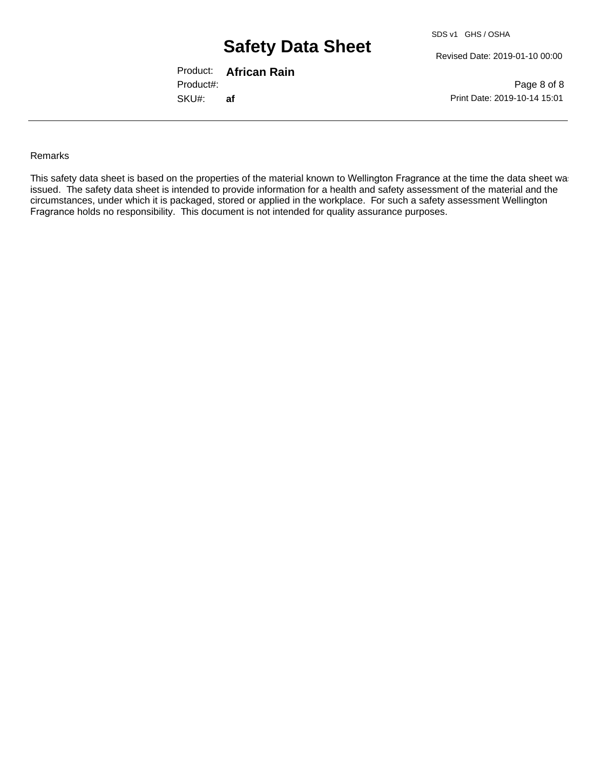Remarks

This safety data sheet is based on the properties of the material known to Wellington Fragrance at the time the data sheet was issued. The safety data sheet is intended to provide information for a health and safety assessment of the material and the circumstances, under which it is packaged, stored or applied in the workplace. For such a safety assessment Wellington Fragrance holds no responsibility. This document is not intended for quality assurance purposes.